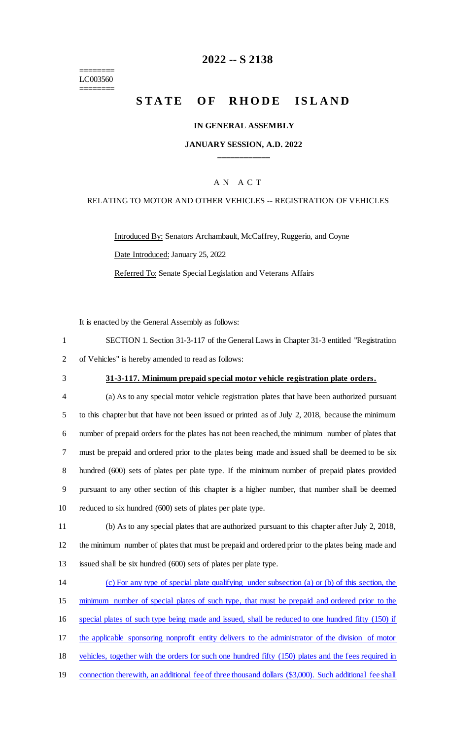========
LC003560
========

# 2022 -- S 2138

# STATE OF RHODE ISLAND

## IN GENERAL ASSEMBLY

### JANUARY SESSION, A.D. 2022

____________

A N A C T

RELATING TO MOTOR AND OTHER VEHICLES -- REGISTRATION OF VEHICLES

Introduced By: Senators Archambault, McCaffrey, Ruggerio, and Coyne

Date Introduced: January 25, 2022

Referred To: Senate Special Legislation and Veterans Affairs

It is enacted by the General Assembly as follows:

1 SECTION 1. Section 31-3-117 of the General Laws in Chapter 31-3 entitled "Registration
2 of Vehicles" is hereby amended to read as follows:

3 **31-3-117. Minimum prepaid special motor vehicle registration plate orders.**

4 (a) As to any special motor vehicle registration plates that have been authorized pursuant
5 to this chapter but that have not been issued or printed as of July 2, 2018, because the minimum
6 number of prepaid orders for the plates has not been reached, the minimum number of plates that
7 must be prepaid and ordered prior to the plates being made and issued shall be deemed to be six
8 hundred (600) sets of plates per plate type. If the minimum number of prepaid plates provided
9 pursuant to any other section of this chapter is a higher number, that number shall be deemed
10 reduced to six hundred (600) sets of plates per plate type.

11 (b) As to any special plates that are authorized pursuant to this chapter after July 2, 2018,
12 the minimum number of plates that must be prepaid and ordered prior to the plates being made and
13 issued shall be six hundred (600) sets of plates per plate type.

14 (c) For any type of special plate qualifying under subsection (a) or (b) of this section, the
15 minimum number of special plates of such type, that must be prepaid and ordered prior to the
16 special plates of such type being made and issued, shall be reduced to one hundred fifty (150) if
17 the applicable sponsoring nonprofit entity delivers to the administrator of the division of motor
18 vehicles, together with the orders for such one hundred fifty (150) plates and the fees required in
19 connection therewith, an additional fee of three thousand dollars ($3,000). Such additional fee shall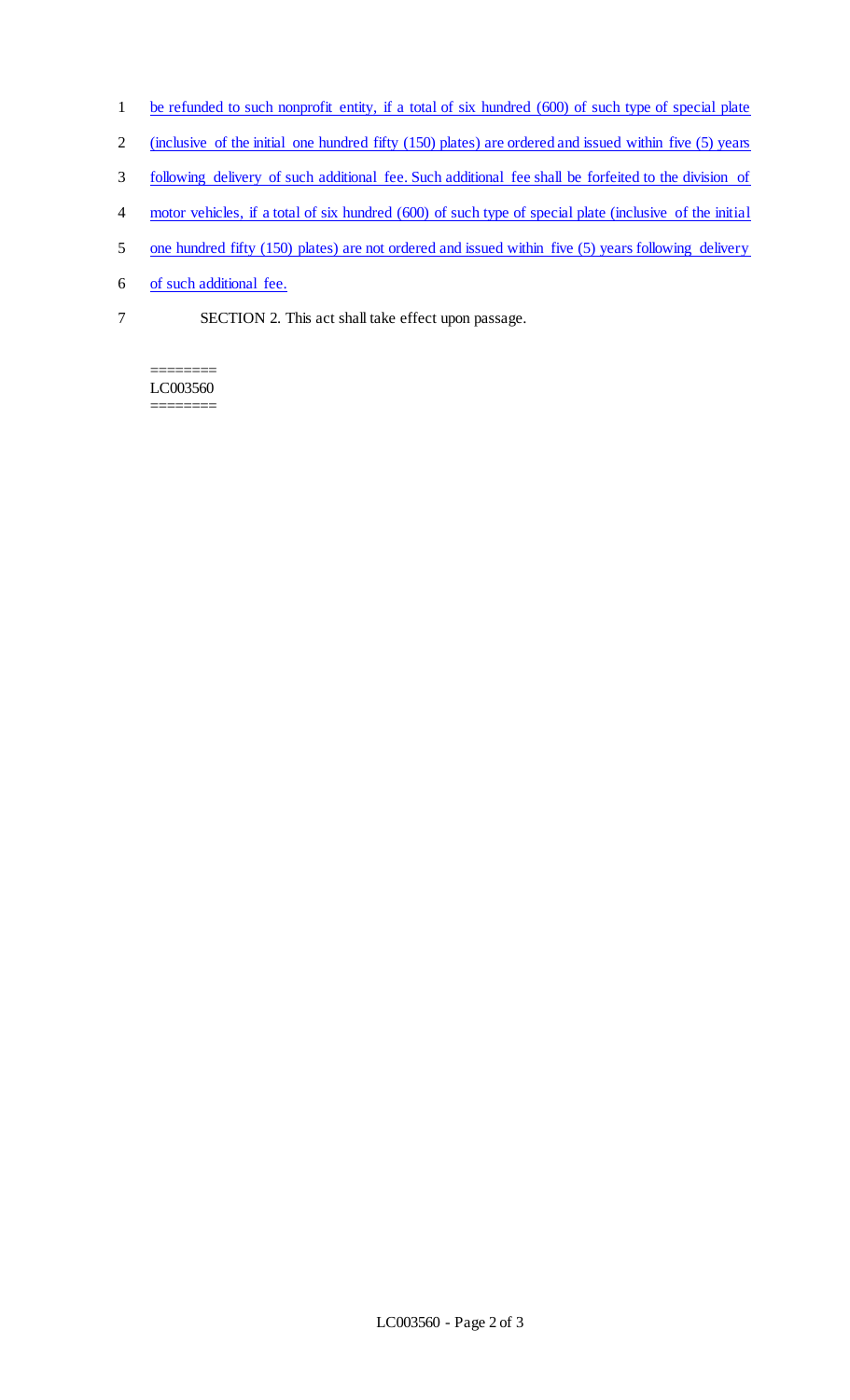be refunded to such nonprofit entity, if a total of six hundred (600) of such type of special plate (inclusive of the initial one hundred fifty (150) plates) are ordered and issued within five (5) years following delivery of such additional fee. Such additional fee shall be forfeited to the division of motor vehicles, if a total of six hundred (600) of such type of special plate (inclusive of the initial one hundred fifty (150) plates) are not ordered and issued within five (5) years following delivery of such additional fee.

SECTION 2. This act shall take effect upon passage.

========
LC003560
========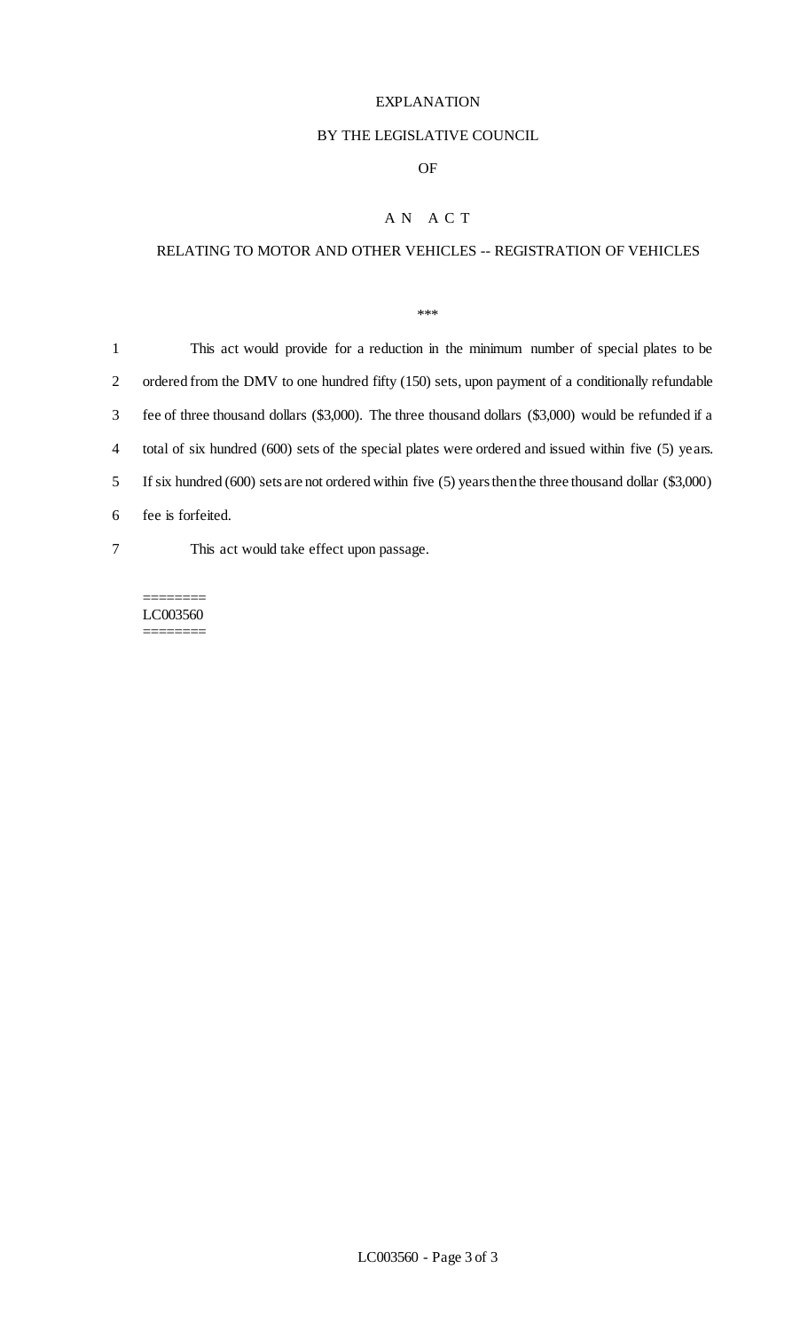EXPLANATION

BY THE LEGISLATIVE COUNCIL

OF

A N A C T

RELATING TO MOTOR AND OTHER VEHICLES -- REGISTRATION OF VEHICLES

\*\*\*

This act would provide for a reduction in the minimum number of special plates to be ordered from the DMV to one hundred fifty (150) sets, upon payment of a conditionally refundable fee of three thousand dollars ($3,000). The three thousand dollars ($3,000) would be refunded if a total of six hundred (600) sets of the special plates were ordered and issued within five (5) years. If six hundred (600) sets are not ordered within five (5) years then the three thousand dollar ($3,000) fee is forfeited.

This act would take effect upon passage.

========
LC003560
========